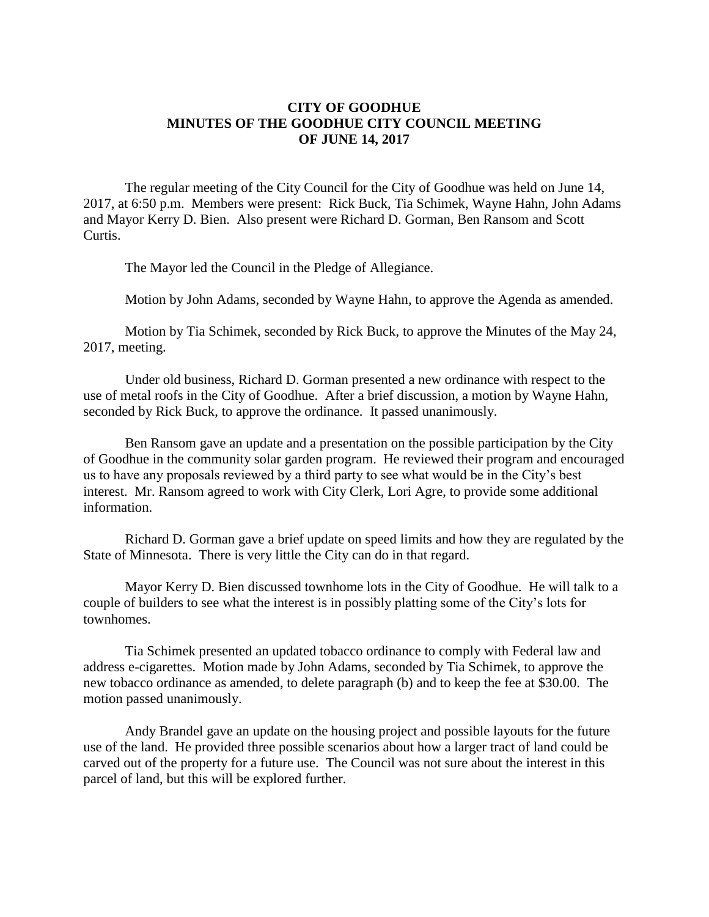# CITY OF GOODHUE
## MINUTES OF THE GOODHUE CITY COUNCIL MEETING
## OF JUNE 14, 2017

The regular meeting of the City Council for the City of Goodhue was held on June 14, 2017, at 6:50 p.m. Members were present: Rick Buck, Tia Schimek, Wayne Hahn, John Adams and Mayor Kerry D. Bien. Also present were Richard D. Gorman, Ben Ransom and Scott Curtis.

The Mayor led the Council in the Pledge of Allegiance.

Motion by John Adams, seconded by Wayne Hahn, to approve the Agenda as amended.

Motion by Tia Schimek, seconded by Rick Buck, to approve the Minutes of the May 24, 2017, meeting.

Under old business, Richard D. Gorman presented a new ordinance with respect to the use of metal roofs in the City of Goodhue. After a brief discussion, a motion by Wayne Hahn, seconded by Rick Buck, to approve the ordinance. It passed unanimously.

Ben Ransom gave an update and a presentation on the possible participation by the City of Goodhue in the community solar garden program. He reviewed their program and encouraged us to have any proposals reviewed by a third party to see what would be in the City's best interest. Mr. Ransom agreed to work with City Clerk, Lori Agre, to provide some additional information.

Richard D. Gorman gave a brief update on speed limits and how they are regulated by the State of Minnesota. There is very little the City can do in that regard.

Mayor Kerry D. Bien discussed townhome lots in the City of Goodhue. He will talk to a couple of builders to see what the interest is in possibly platting some of the City's lots for townhomes.

Tia Schimek presented an updated tobacco ordinance to comply with Federal law and address e-cigarettes. Motion made by John Adams, seconded by Tia Schimek, to approve the new tobacco ordinance as amended, to delete paragraph (b) and to keep the fee at $30.00. The motion passed unanimously.

Andy Brandel gave an update on the housing project and possible layouts for the future use of the land. He provided three possible scenarios about how a larger tract of land could be carved out of the property for a future use. The Council was not sure about the interest in this parcel of land, but this will be explored further.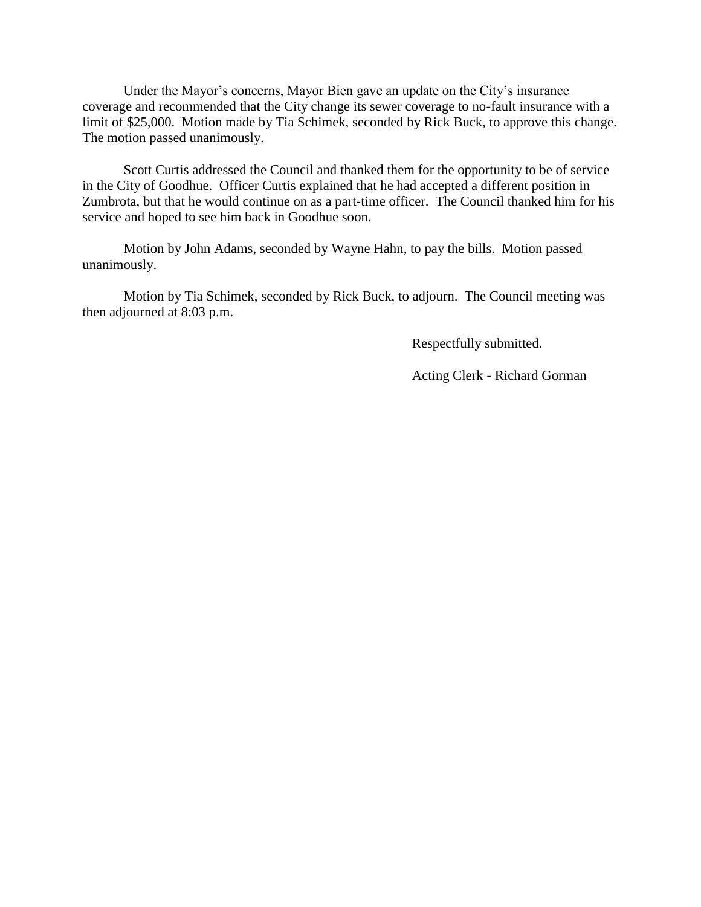Under the Mayor's concerns, Mayor Bien gave an update on the City's insurance coverage and recommended that the City change its sewer coverage to no-fault insurance with a limit of $25,000. Motion made by Tia Schimek, seconded by Rick Buck, to approve this change. The motion passed unanimously.

Scott Curtis addressed the Council and thanked them for the opportunity to be of service in the City of Goodhue. Officer Curtis explained that he had accepted a different position in Zumbrota, but that he would continue on as a part-time officer. The Council thanked him for his service and hoped to see him back in Goodhue soon.

Motion by John Adams, seconded by Wayne Hahn, to pay the bills. Motion passed unanimously.

Motion by Tia Schimek, seconded by Rick Buck, to adjourn. The Council meeting was then adjourned at 8:03 p.m.

Respectfully submitted.

Acting Clerk - Richard Gorman